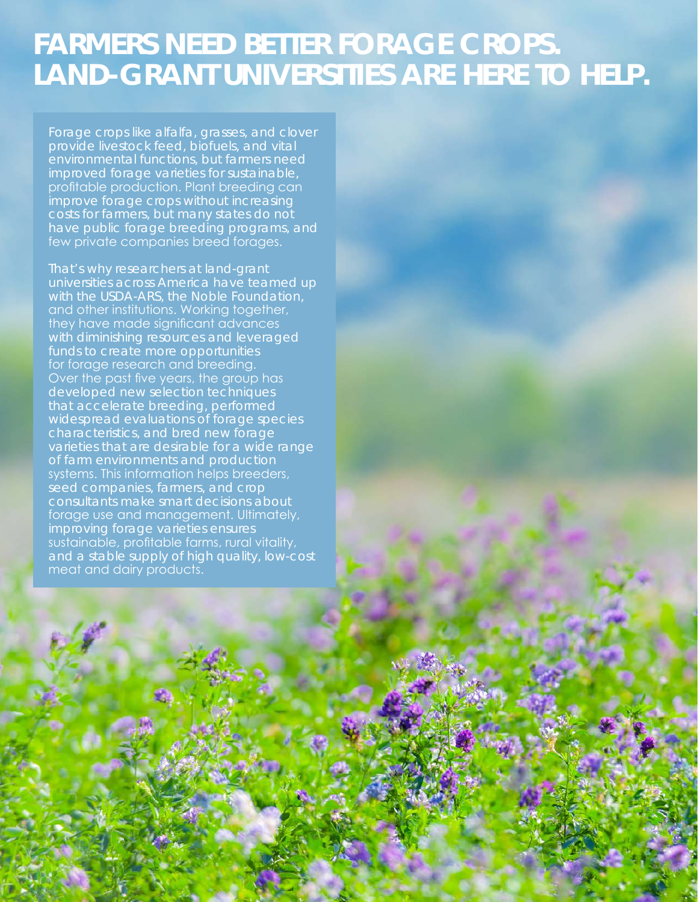# FARMERS NEED BETTER FORAGE CROPS. LAND-GRANT UNIVERSITIES ARE HERE TO HELP.

Forage crops like alfalfa, grasses, and clover provide livestock feed, biofuels, and vital environmental functions, but farmers need improved forage varieties for sustainable, profitable production. Plant breeding can improve forage crops without increasing costs for farmers, but many states do not have public forage breeding programs, and few private companies breed forages.

That's why researchers at land-grant universities across America have teamed up with the USDA-ARS, the Noble Foundation, and other institutions. Working together, they have made significant advances with diminishing resources and leveraged funds to create more opportunities for forage research and breeding. Over the past five years, the group has developed new selection techniques that accelerate breeding, performed widespread evaluations of forage species characteristics, and bred new forage varieties that are desirable for a wide range of farm environments and production systems. This information helps breeders, seed companies, farmers, and crop consultants make smart decisions about forage use and management. Ultimately, improving forage varieties ensures sustainable, profitable farms, rural vitality, and a stable supply of high quality, low-cost meat and dairy products.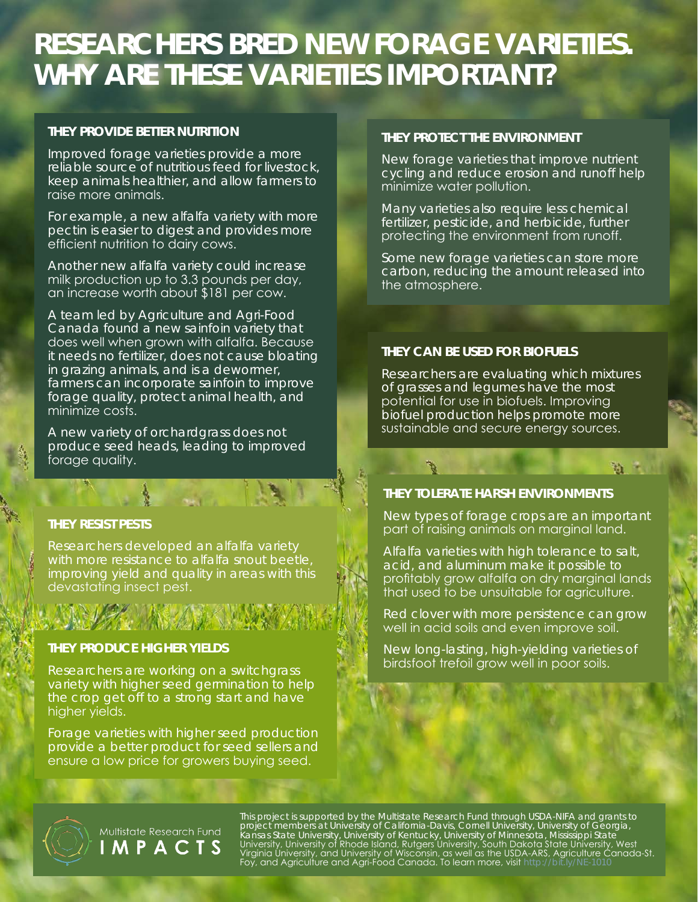# RESEARCHERS BRED NEW FORAGE VARIETIES. WHY ARE THESE VARIETIES IMPORTANT?

### THEY PROVIDE BETTER NUTRITION

Improved forage varieties provide a more reliable source of nutritious feed for livestock, keep animals healthier, and allow farmers to raise more animals.

For example, a new alfalfa variety with more pectin is easier to digest and provides more efficient nutrition to dairy cows.

Another new alfalfa variety could increase milk production up to 3.3 pounds per day, an increase worth about $181 per cow.

A team led by Agriculture and Agri-Food Canada found a new sainfoin variety that does well when grown with alfalfa. Because it needs no fertilizer, does not cause bloating in grazing animals, and is a dewormer, farmers can incorporate sainfoin to improve forage quality, protect animal health, and minimize costs.

A new variety of orchardgrass does not produce seed heads, leading to improved forage quality.

### THEY RESIST PESTS

Researchers developed an alfalfa variety with more resistance to alfalfa snout beetle, improving yield and quality in areas with this devastating insect pest.

### THEY PRODUCE HIGHER YIELDS

Researchers are working on a switchgrass variety with higher seed germination to help the crop get off to a strong start and have higher yields.

Forage varieties with higher seed production provide a better product for seed sellers and ensure a low price for growers buying seed.

### THEY PROTECT THE ENVIRONMENT

New forage varieties that improve nutrient cycling and reduce erosion and runoff help minimize water pollution.

Many varieties also require less chemical fertilizer, pesticide, and herbicide, further protecting the environment from runoff.

Some new forage varieties can store more carbon, reducing the amount released into the atmosphere.

### THEY CAN BE USED FOR BIOFUELS

Researchers are evaluating which mixtures of grasses and legumes have the most potential for use in biofuels. Improving biofuel production helps promote more sustainable and secure energy sources.

### THEY TOLERATE HARSH ENVIRONMENTS

New types of forage crops are an important part of raising animals on marginal land.

Alfalfa varieties with high tolerance to salt, acid, and aluminum make it possible to profitably grow alfalfa on dry marginal lands that used to be unsuitable for agriculture.

Red clover with more persistence can grow well in acid soils and even improve soil.

New long-lasting, high-yielding varieties of birdsfoot trefoil grow well in poor soils.

Multistate Research Fund IMPACTS

This project is supported by the Multistate Research Fund through USDA-NIFA and grants to project members at University of California-Davis, Cornell University, University of Georgia, Kansas State University, University of Kentucky, University of Minnesota, Mississippi State University, University of Rhode Island, Rutgers University, South Dakota State University, West Virginia University, and University of Wisconsin, as well as the USDA-ARS, Agriculture Canada-St. Foy, and Agriculture and Agri-Food Canada. To learn more, visit http://bit.ly/NE-1010